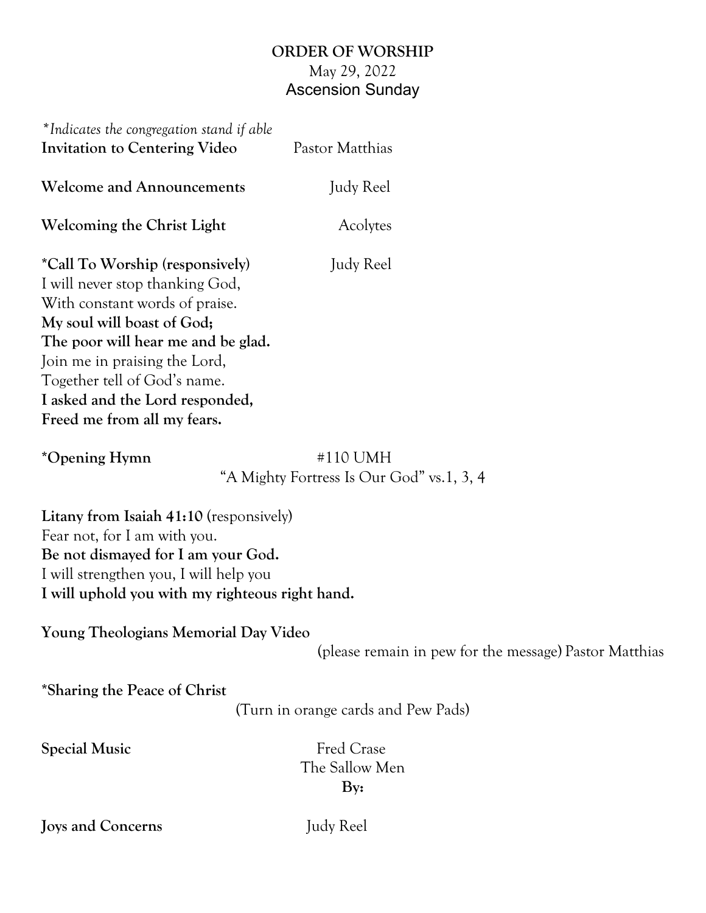**ORDER OF WORSHIP**

May 29, 2022

Ascension Sunday

*\*Indicates the congregation stand if able*

**Invitation to Centering Video** Pastor Matthias

**Welcome and Announcements** Judy Reel

**Welcoming the Christ Light** Acolytes

**\*Call To Worship (responsively)** Judy Reel

I will never stop thanking God,
With constant words of praise.
**My soul will boast of God;**
**The poor will hear me and be glad.**
Join me in praising the Lord,
Together tell of God's name.
**I asked and the Lord responded,**
**Freed me from all my fears.**

**\*Opening Hymn** #110 UMH

"A Mighty Fortress Is Our God" vs.1, 3, 4

**Litany from Isaiah 41:10** (responsively)

Fear not, for I am with you.
**Be not dismayed for I am your God.**
I will strengthen you, I will help you
**I will uphold you with my righteous right hand.**

**Young Theologians Memorial Day Video**

(please remain in pew for the message) Pastor Matthias

**\*Sharing the Peace of Christ**

(Turn in orange cards and Pew Pads)

**Special Music** Fred Crase

The Sallow Men

**By:**

**Joys and Concerns** Judy Reel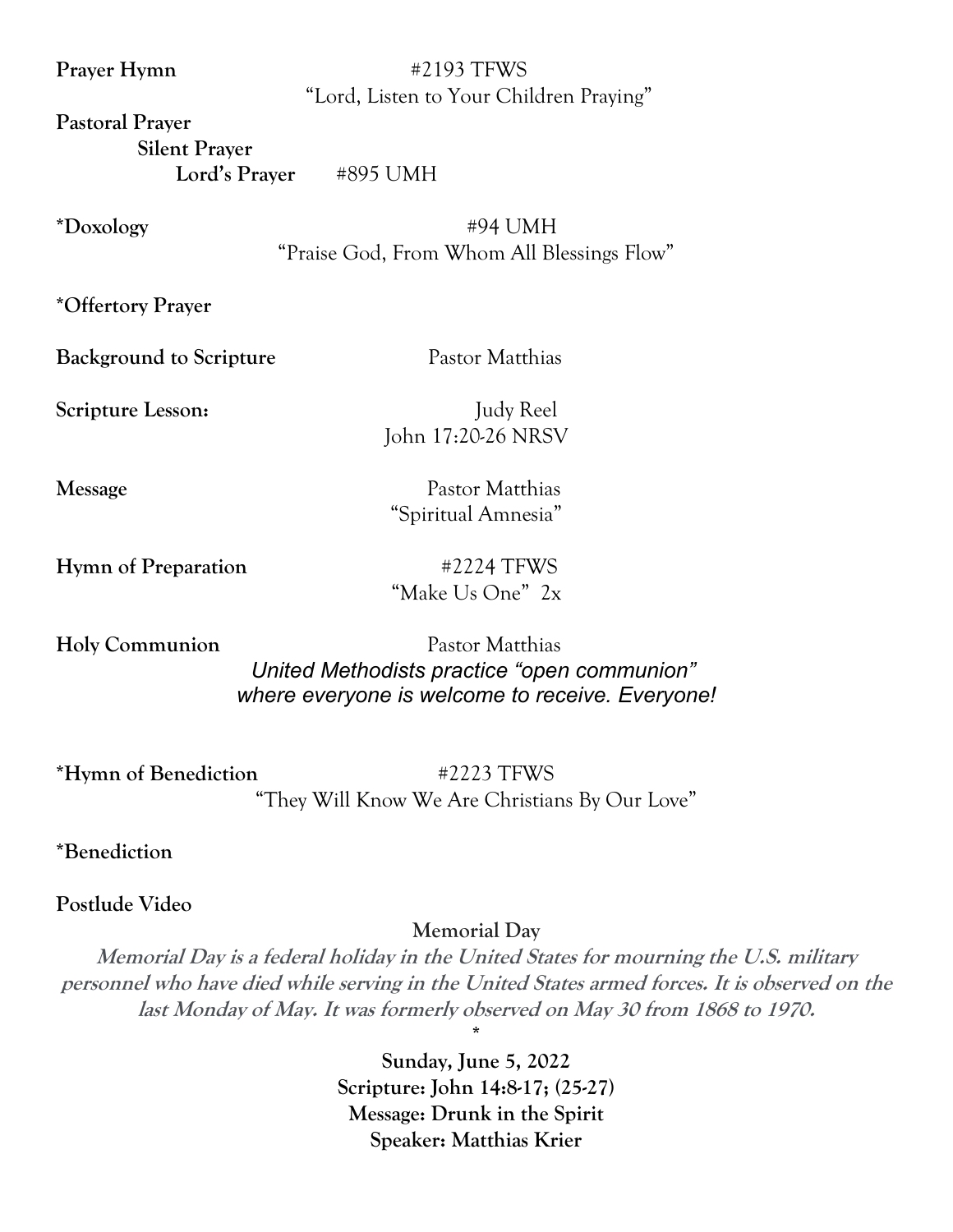**Prayer Hymn** #2193 TFWS
"Lord, Listen to Your Children Praying"

**Pastoral Prayer**

**Silent Prayer**

**Lord's Prayer** #895 UMH

**\*Doxology** #94 UMH
"Praise God, From Whom All Blessings Flow"

**\*Offertory Prayer**

**Background to Scripture** Pastor Matthias

**Scripture Lesson:** Judy Reel
John 17:20-26 NRSV

**Message** Pastor Matthias
"Spiritual Amnesia"

**Hymn of Preparation** #2224 TFWS
"Make Us One" 2x

**Holy Communion** Pastor Matthias

*United Methodists practice "open communion" where everyone is welcome to receive. Everyone!*

**\*Hymn of Benediction** #2223 TFWS
"They Will Know We Are Christians By Our Love"

**\*Benediction**

**Postlude Video**

**Memorial Day**

***Memorial Day is a federal holiday in the United States for mourning the U.S. military personnel who have died while serving in the United States armed forces. It is observed on the last Monday of May. It was formerly observed on May 30 from 1868 to 1970.***

\*

**Sunday, June 5, 2022**
**Scripture: John 14:8-17; (25-27)**
**Message: Drunk in the Spirit**
**Speaker: Matthias Krier**